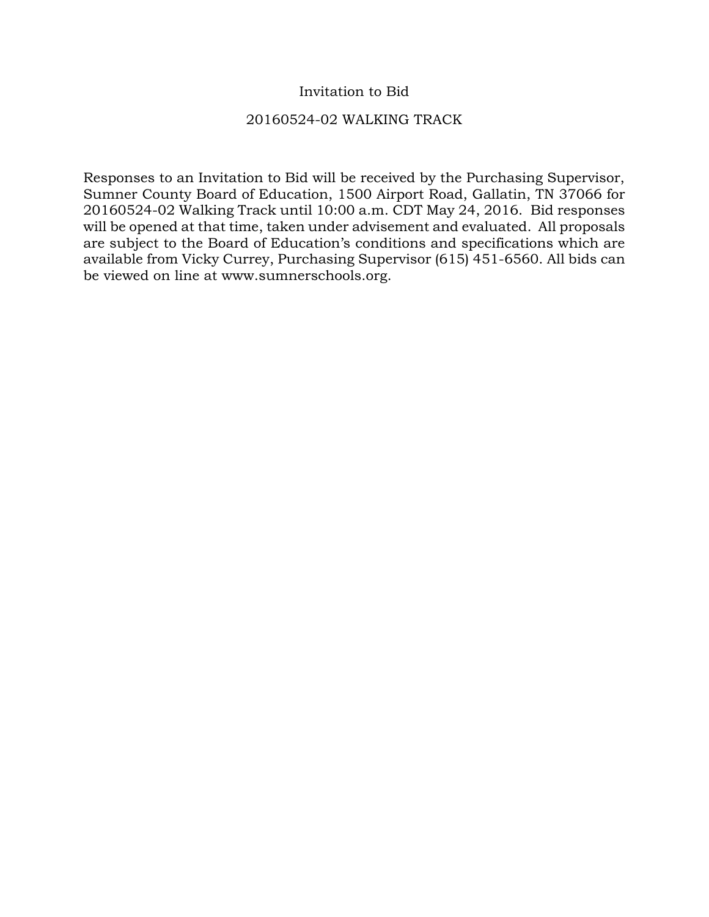# Invitation to Bid

## 20160524-02 WALKING TRACK

Responses to an Invitation to Bid will be received by the Purchasing Supervisor, Sumner County Board of Education, 1500 Airport Road, Gallatin, TN 37066 for 20160524-02 Walking Track until 10:00 a.m. CDT May 24, 2016. Bid responses will be opened at that time, taken under advisement and evaluated. All proposals are subject to the Board of Education's conditions and specifications which are available from Vicky Currey, Purchasing Supervisor (615) 451-6560. All bids can be viewed on line at www.sumnerschools.org.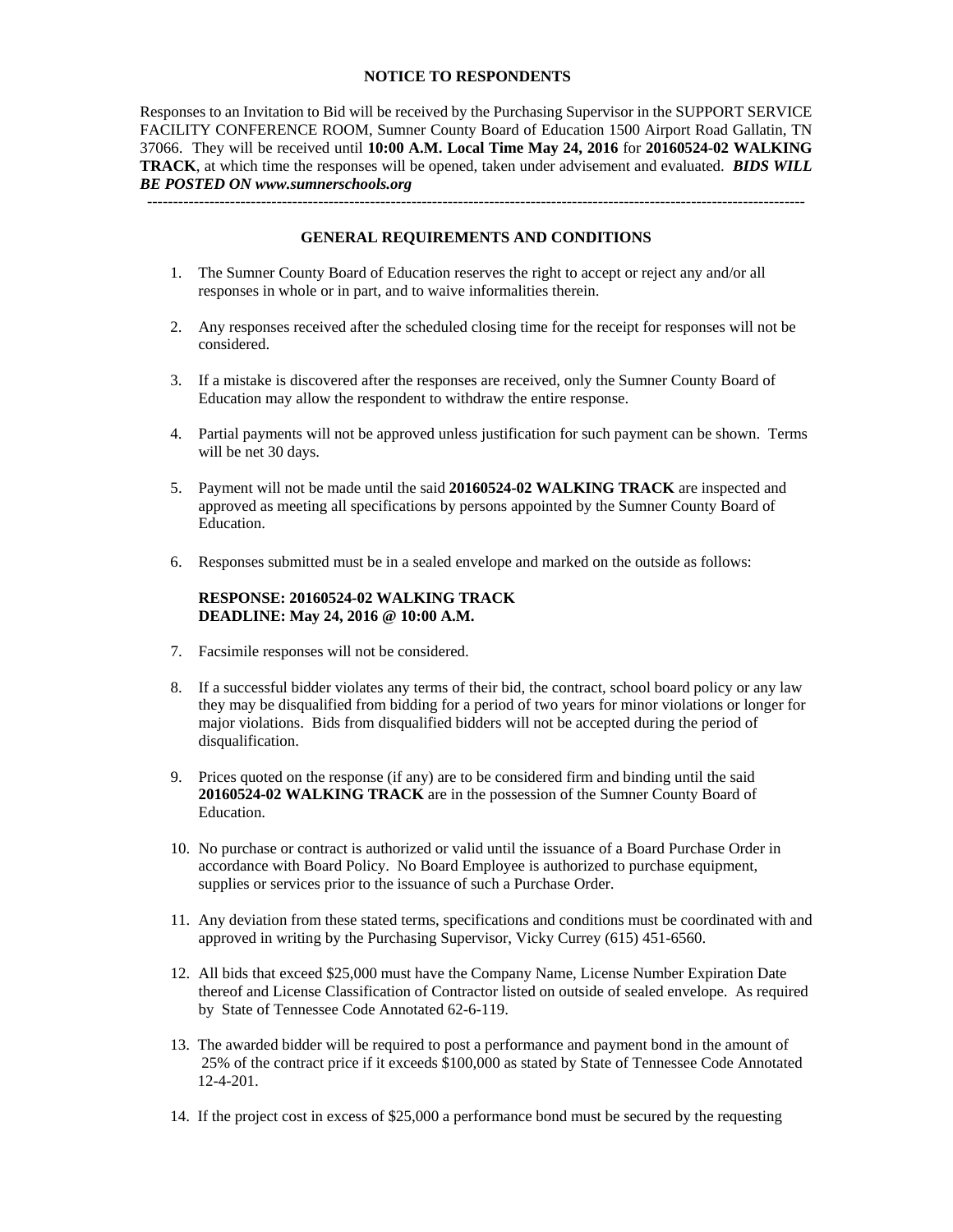**NOTICE TO RESPONDENTS**

Responses to an Invitation to Bid will be received by the Purchasing Supervisor in the SUPPORT SERVICE FACILITY CONFERENCE ROOM, Sumner County Board of Education 1500 Airport Road Gallatin, TN 37066. They will be received until **10:00 A.M. Local Time May 24, 2016** for **20160524-02 WALKING TRACK**, at which time the responses will be opened, taken under advisement and evaluated. ***BIDS WILL BE POSTED ON www.sumnerschools.org***

---

**GENERAL REQUIREMENTS AND CONDITIONS**

1. The Sumner County Board of Education reserves the right to accept or reject any and/or all responses in whole or in part, and to waive informalities therein.

2. Any responses received after the scheduled closing time for the receipt for responses will not be considered.

3. If a mistake is discovered after the responses are received, only the Sumner County Board of Education may allow the respondent to withdraw the entire response.

4. Partial payments will not be approved unless justification for such payment can be shown. Terms will be net 30 days.

5. Payment will not be made until the said **20160524-02 WALKING TRACK** are inspected and approved as meeting all specifications by persons appointed by the Sumner County Board of Education.

6. Responses submitted must be in a sealed envelope and marked on the outside as follows:

   **RESPONSE: 20160524-02 WALKING TRACK**
   **DEADLINE: May 24, 2016 @ 10:00 A.M.**

7. Facsimile responses will not be considered.

8. If a successful bidder violates any terms of their bid, the contract, school board policy or any law they may be disqualified from bidding for a period of two years for minor violations or longer for major violations. Bids from disqualified bidders will not be accepted during the period of disqualification.

9. Prices quoted on the response (if any) are to be considered firm and binding until the said **20160524-02 WALKING TRACK** are in the possession of the Sumner County Board of Education.

10. No purchase or contract is authorized or valid until the issuance of a Board Purchase Order in accordance with Board Policy. No Board Employee is authorized to purchase equipment, supplies or services prior to the issuance of such a Purchase Order.

11. Any deviation from these stated terms, specifications and conditions must be coordinated with and approved in writing by the Purchasing Supervisor, Vicky Currey (615) 451-6560.

12. All bids that exceed $25,000 must have the Company Name, License Number Expiration Date thereof and License Classification of Contractor listed on outside of sealed envelope. As required by State of Tennessee Code Annotated 62-6-119.

13. The awarded bidder will be required to post a performance and payment bond in the amount of 25% of the contract price if it exceeds $100,000 as stated by State of Tennessee Code Annotated 12-4-201.

14. If the project cost in excess of $25,000 a performance bond must be secured by the requesting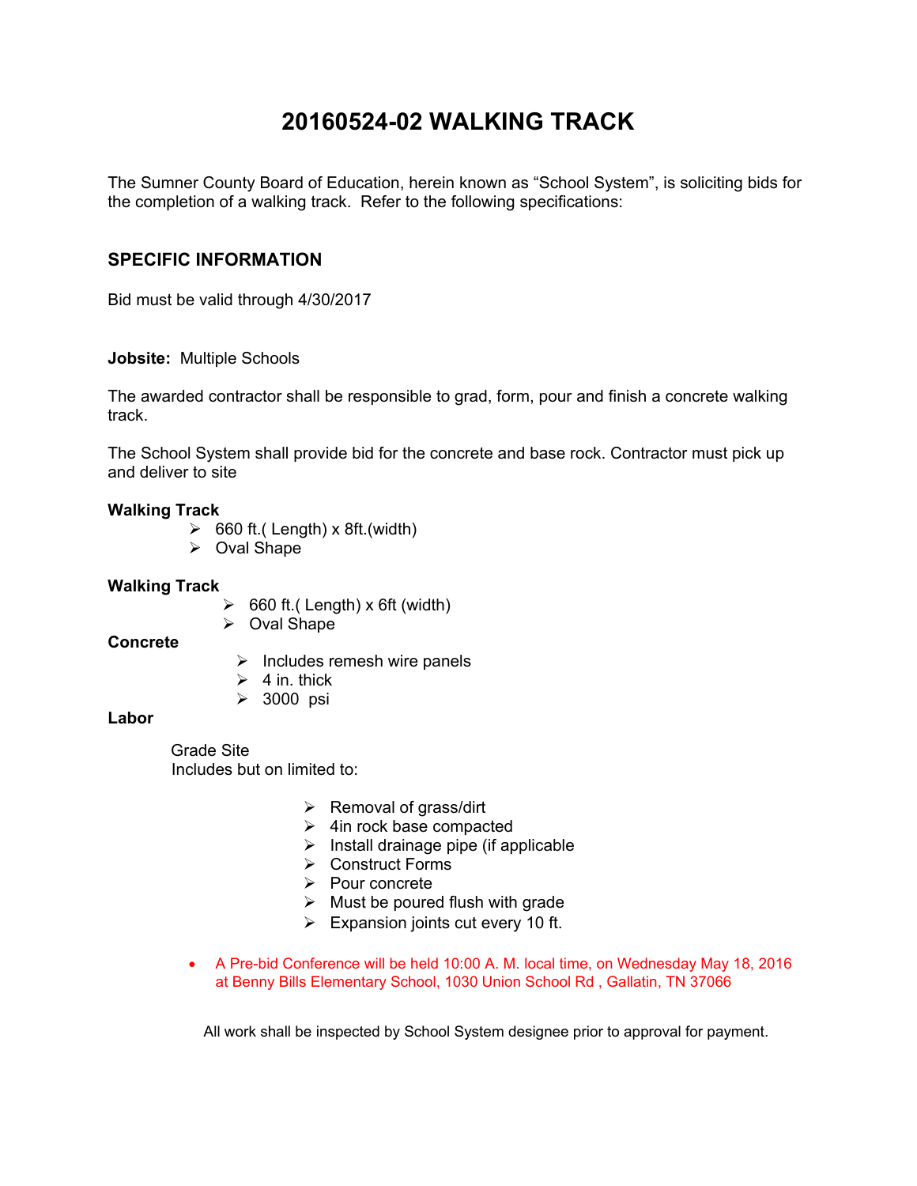# 20160524-02 WALKING TRACK

The Sumner County Board of Education, herein known as "School System", is soliciting bids for the completion of a walking track. Refer to the following specifications:

## SPECIFIC INFORMATION

Bid must be valid through 4/30/2017

**Jobsite:** Multiple Schools

The awarded contractor shall be responsible to grad, form, pour and finish a concrete walking track.

The School System shall provide bid for the concrete and base rock. Contractor must pick up and deliver to site

**Walking Track**

- 660 ft.( Length) x 8ft.(width)
- Oval Shape

**Walking Track**

- 660 ft.( Length) x 6ft (width)
- Oval Shape

**Concrete**

- Includes remesh wire panels
- 4 in. thick
- 3000 psi

**Labor**

Grade Site
Includes but on limited to:

- Removal of grass/dirt
- 4in rock base compacted
- Install drainage pipe (if applicable
- Construct Forms
- Pour concrete
- Must be poured flush with grade
- Expansion joints cut every 10 ft.

- A Pre-bid Conference will be held 10:00 A. M. local time, on Wednesday May 18, 2016 at Benny Bills Elementary School, 1030 Union School Rd , Gallatin, TN 37066

All work shall be inspected by School System designee prior to approval for payment.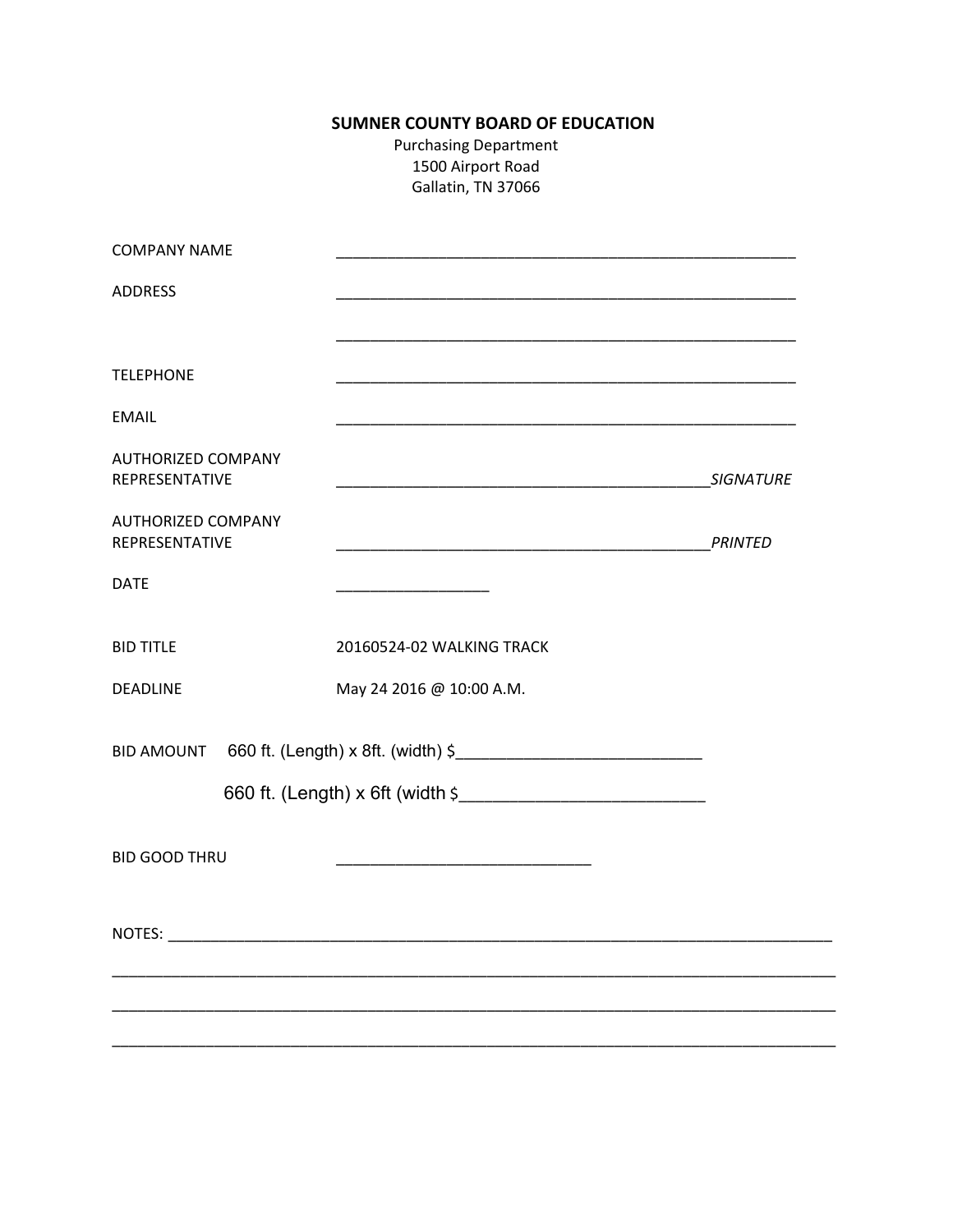**SUMNER COUNTY BOARD OF EDUCATION**

Purchasing Department
1500 Airport Road
Gallatin, TN 37066

COMPANY NAME _______________________________________________________

ADDRESS _______________________________________________________

_______________________________________________________

TELEPHONE _______________________________________________________

EMAIL _______________________________________________________

AUTHORIZED COMPANY REPRESENTATIVE ____________________________________________ *SIGNATURE*

AUTHORIZED COMPANY REPRESENTATIVE ____________________________________________ *PRINTED*

DATE __________________

BID TITLE 20160524-02 WALKING TRACK

DEADLINE May 24 2016 @ 10:00 A.M.

BID AMOUNT 660 ft. (Length) x 8ft. (width) $__________________________

660 ft. (Length) x 6ft (width $__________________________

BID GOOD THRU _____________________________

NOTES: _______________________________________________________________________________

_______________________________________________________________________________________

_______________________________________________________________________________________

_______________________________________________________________________________________